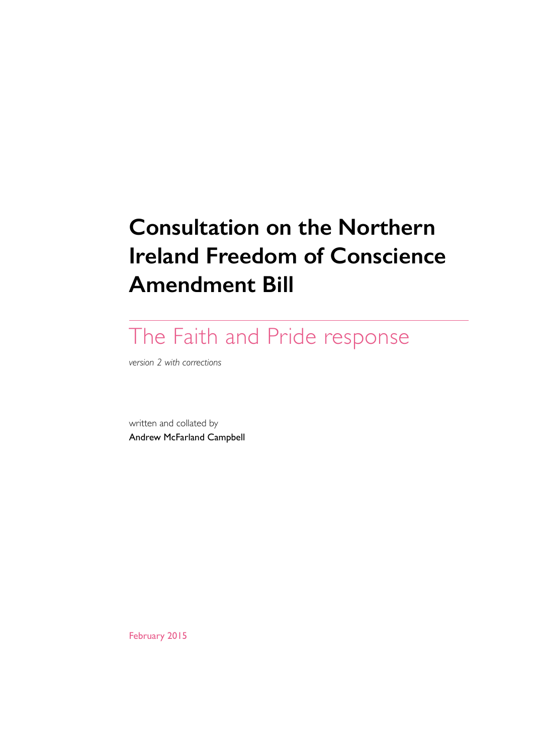# Consultation on the Northern Ireland Freedom of Conscience Amendment Bill

## The Faith and Pride response

*version 2 with corrections*

written and collated by
Andrew McFarland Campbell

February 2015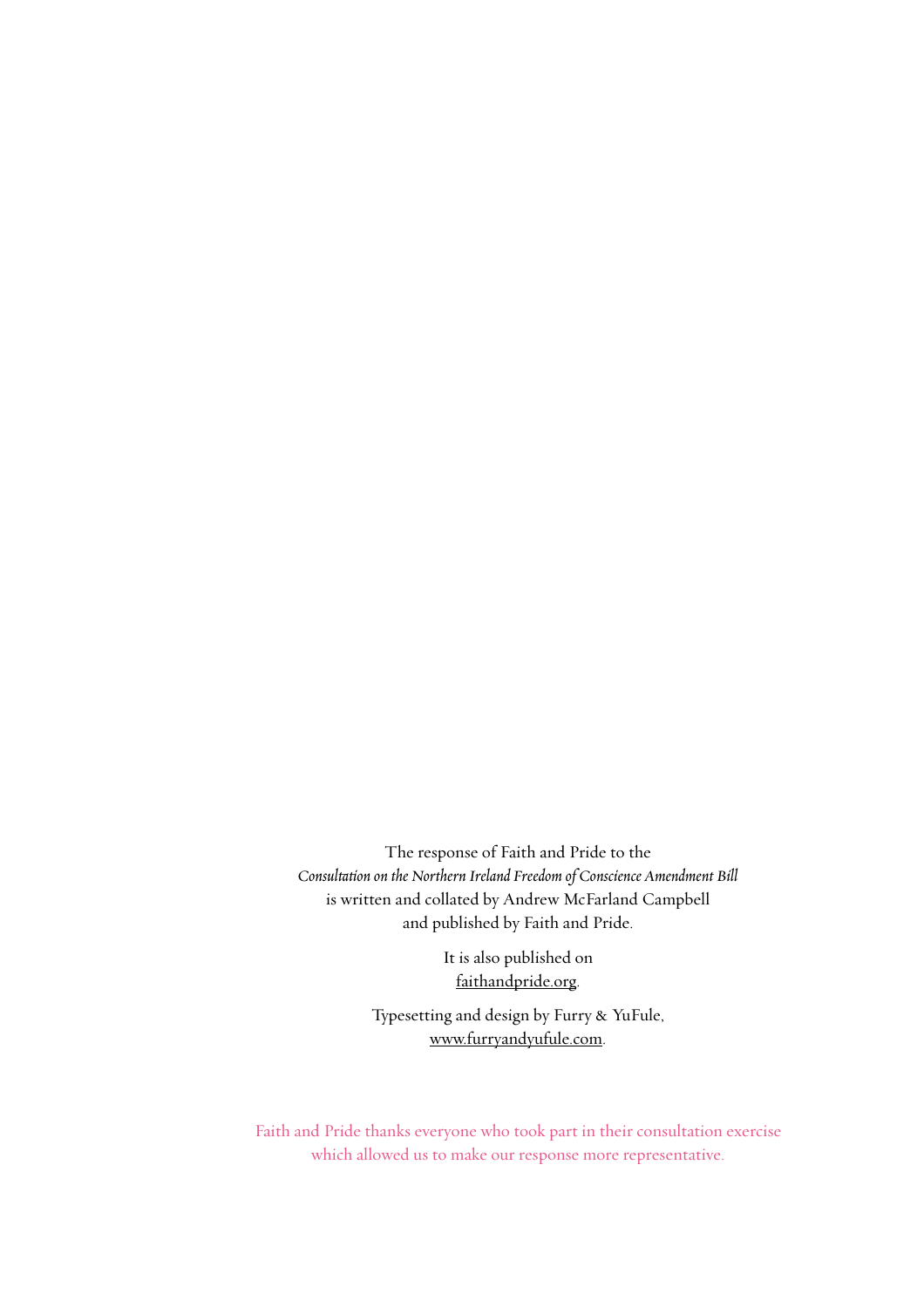The response of Faith and Pride to the
*Consultation on the Northern Ireland Freedom of Conscience Amendment Bill*
is written and collated by Andrew McFarland Campbell
and published by Faith and Pride.

It is also published on
faithandpride.org.

Typesetting and design by Furry & YuFule,
www.furryandyufule.com.

Faith and Pride thanks everyone who took part in their consultation exercise
which allowed us to make our response more representative.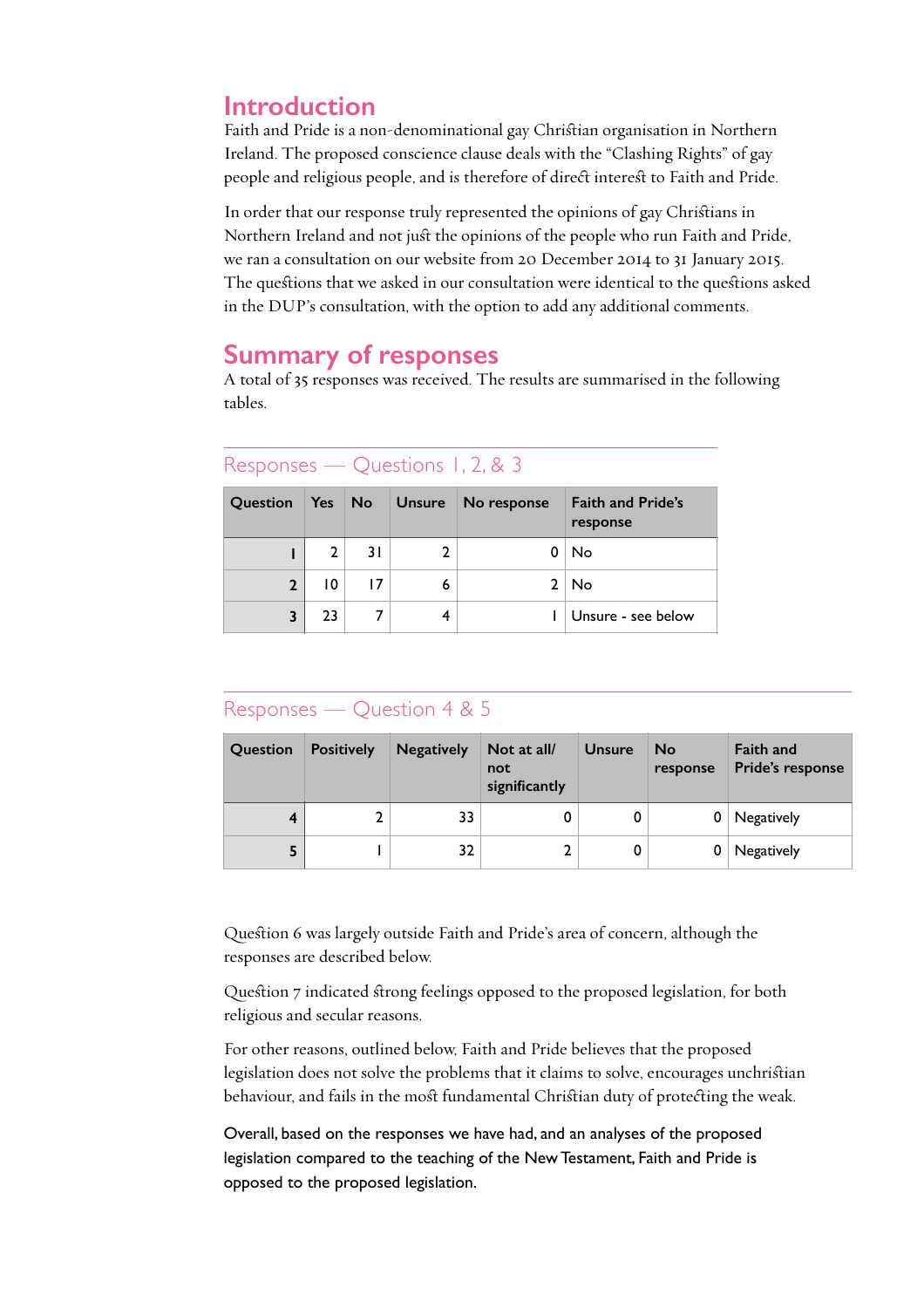## Introduction

Faith and Pride is a non-denominational gay Christian organisation in Northern Ireland. The proposed conscience clause deals with the "Clashing Rights" of gay people and religious people, and is therefore of direct interest to Faith and Pride.

In order that our response truly represented the opinions of gay Christians in Northern Ireland and not just the opinions of the people who run Faith and Pride, we ran a consultation on our website from 20 December 2014 to 31 January 2015. The questions that we asked in our consultation were identical to the questions asked in the DUP's consultation, with the option to add any additional comments.

## Summary of responses

A total of 35 responses was received. The results are summarised in the following tables.

### Responses — Questions 1, 2, & 3

| Question | Yes | No | Unsure | No response | Faith and Pride's response |
|---|---|---|---|---|---|
| 1 | 2 | 31 | 2 | 0 | No |
| 2 | 10 | 17 | 6 | 2 | No |
| 3 | 23 | 7 | 4 | 1 | Unsure - see below |

### Responses — Question 4 & 5

| Question | Positively | Negatively | Not at all/ not significantly | Unsure | No response | Faith and Pride's response |
|---|---|---|---|---|---|---|
| 4 | 2 | 33 | 0 | 0 | 0 | Negatively |
| 5 | 1 | 32 | 2 | 0 | 0 | Negatively |

Question 6 was largely outside Faith and Pride's area of concern, although the responses are described below.

Question 7 indicated strong feelings opposed to the proposed legislation, for both religious and secular reasons.

For other reasons, outlined below, Faith and Pride believes that the proposed legislation does not solve the problems that it claims to solve, encourages unchristian behaviour, and fails in the most fundamental Christian duty of protecting the weak.

Overall, based on the responses we have had, and an analyses of the proposed legislation compared to the teaching of the New Testament, Faith and Pride is opposed to the proposed legislation.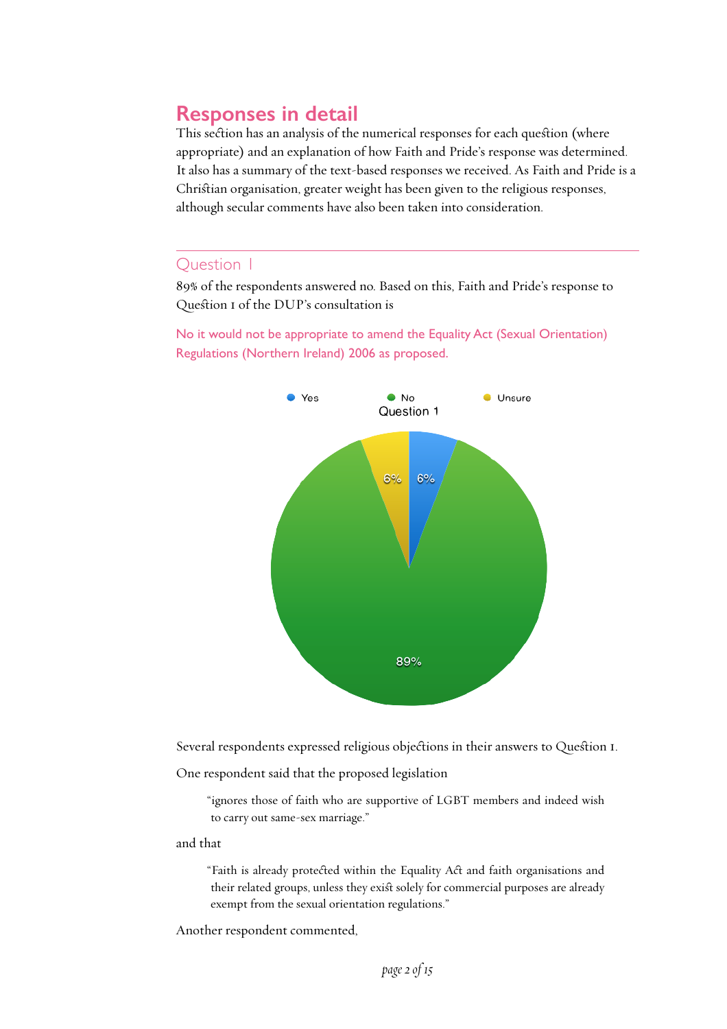## Responses in detail

This section has an analysis of the numerical responses for each question (where appropriate) and an explanation of how Faith and Pride's response was determined. It also has a summary of the text-based responses we received. As Faith and Pride is a Christian organisation, greater weight has been given to the religious responses, although secular comments have also been taken into consideration.

---

### Question 1

89% of the respondents answered no. Based on this, Faith and Pride's response to Question 1 of the DUP's consultation is

No it would not be appropriate to amend the Equality Act (Sexual Orientation) Regulations (Northern Ireland) 2006 as proposed.

Question 1

| Response | Percentage |
|---|---|
| Yes | 6% |
| No | 89% |
| Unsure | 6% |

Several respondents expressed religious objections in their answers to Question 1.

One respondent said that the proposed legislation

> "ignores those of faith who are supportive of LGBT members and indeed wish to carry out same-sex marriage."

and that

> "Faith is already protected within the Equality Act and faith organisations and their related groups, unless they exist solely for commercial purposes are already exempt from the sexual orientation regulations."

Another respondent commented,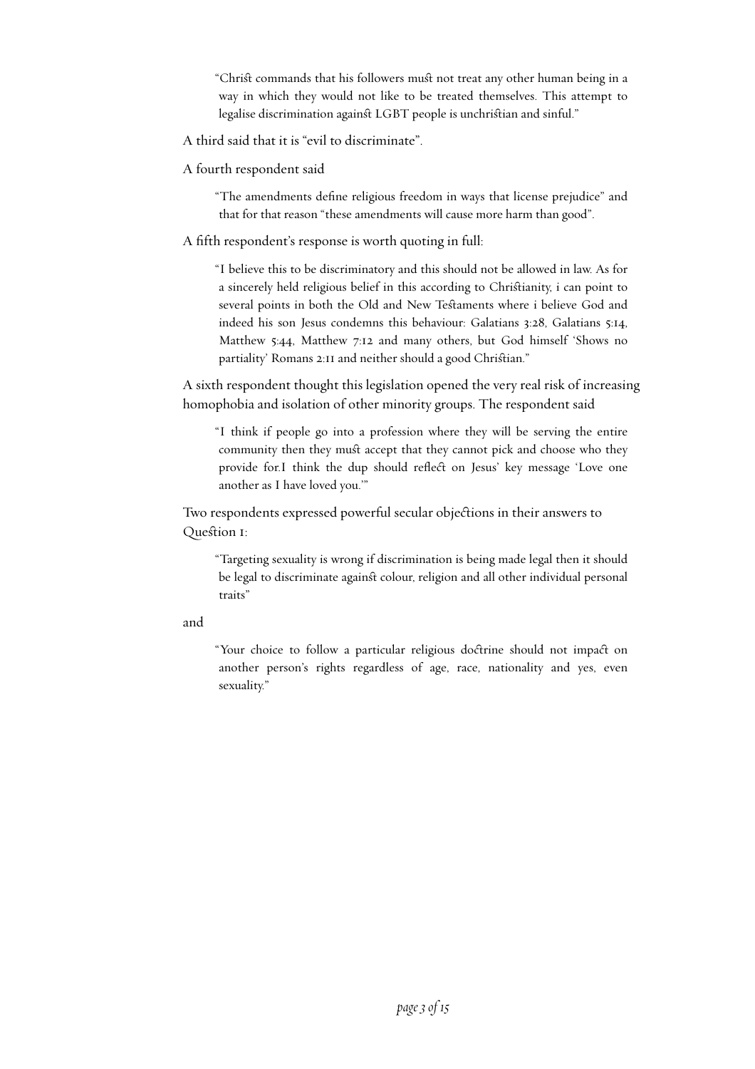> "Christ commands that his followers must not treat any other human being in a way in which they would not like to be treated themselves. This attempt to legalise discrimination against LGBT people is unchristian and sinful."

A third said that it is "evil to discriminate".

A fourth respondent said

> "The amendments define religious freedom in ways that license prejudice" and that for that reason "these amendments will cause more harm than good".

A fifth respondent's response is worth quoting in full:

> "I believe this to be discriminatory and this should not be allowed in law. As for a sincerely held religious belief in this according to Christianity, i can point to several points in both the Old and New Testaments where i believe God and indeed his son Jesus condemns this behaviour: Galatians 3:28, Galatians 5:14, Matthew 5:44, Matthew 7:12 and many others, but God himself 'Shows no partiality' Romans 2:11 and neither should a good Christian."

A sixth respondent thought this legislation opened the very real risk of increasing homophobia and isolation of other minority groups. The respondent said

> "I think if people go into a profession where they will be serving the entire community then they must accept that they cannot pick and choose who they provide for.I think the dup should reflect on Jesus' key message 'Love one another as I have loved you.'"

Two respondents expressed powerful secular objections in their answers to Question 1:

> "Targeting sexuality is wrong if discrimination is being made legal then it should be legal to discriminate against colour, religion and all other individual personal traits"

and

> "Your choice to follow a particular religious doctrine should not impact on another person's rights regardless of age, race, nationality and yes, even sexuality."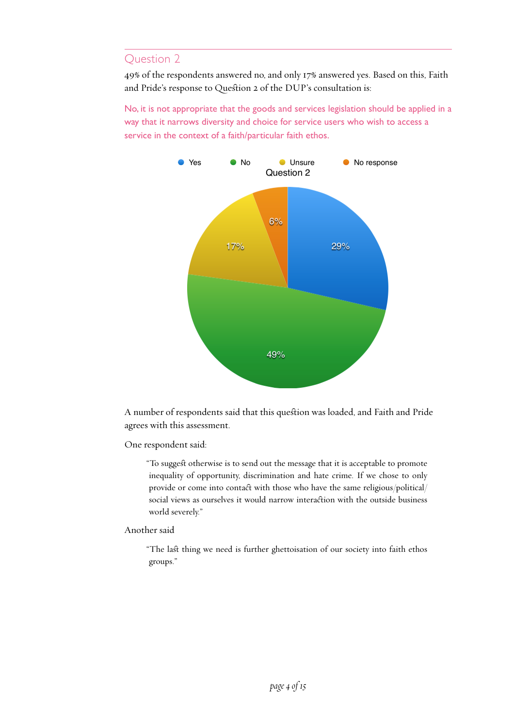## Question 2

49% of the respondents answered no, and only 17% answered yes. Based on this, Faith and Pride's response to Question 2 of the DUP's consultation is:

No, it is not appropriate that the goods and services legislation should be applied in a way that it narrows diversity and choice for service users who wish to access a service in the context of a faith/particular faith ethos.

Question 2

| Response | Percentage |
|---|---|
| Yes | 29% |
| No | 49% |
| Unsure | 17% |
| No response | 6% |

A number of respondents said that this question was loaded, and Faith and Pride agrees with this assessment.

One respondent said:

> "To suggest otherwise is to send out the message that it is acceptable to promote inequality of opportunity, discrimination and hate crime. If we chose to only provide or come into contact with those who have the same religious/political/social views as ourselves it would narrow interaction with the outside business world severely."

Another said

> "The last thing we need is further ghettoisation of our society into faith ethos groups."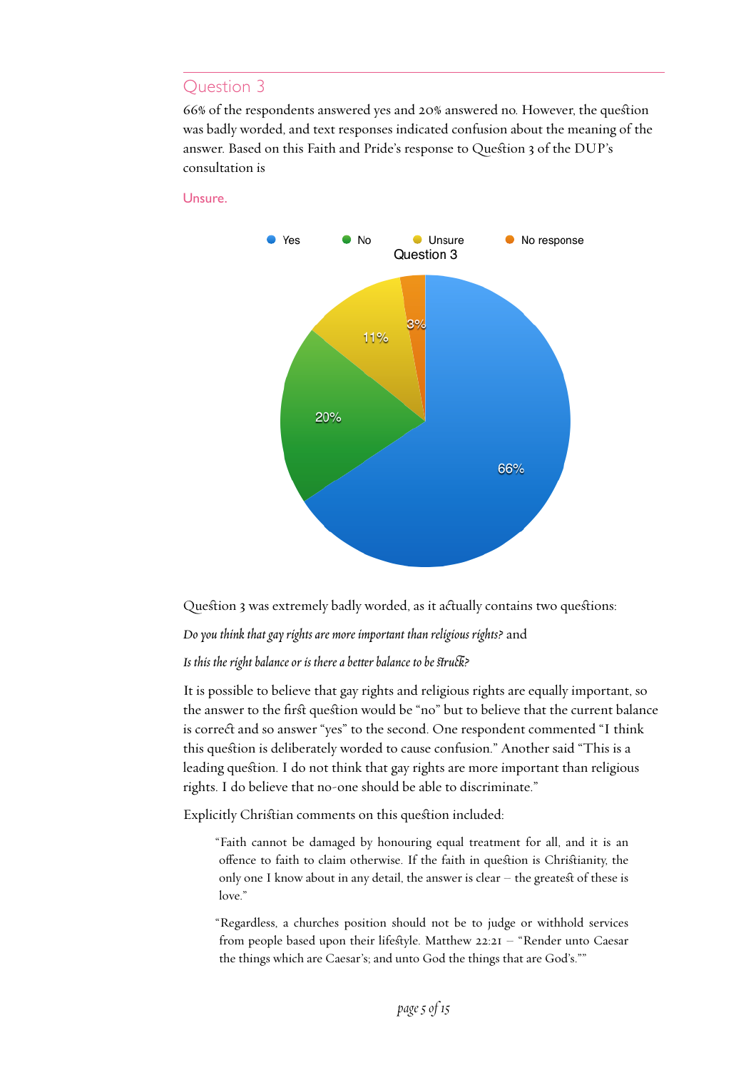## Question 3

66% of the respondents answered yes and 20% answered no. However, the question was badly worded, and text responses indicated confusion about the meaning of the answer. Based on this Faith and Pride's response to Question 3 of the DUP's consultation is

**Unsure.**

Yes No Unsure No response

Question 3

66% 20% 11% 3%

Question 3 was extremely badly worded, as it actually contains two questions:

*Do you think that gay rights are more important than religious rights?* and

*Is this the right balance or is there a better balance to be struck?*

It is possible to believe that gay rights and religious rights are equally important, so the answer to the first question would be "no" but to believe that the current balance is correct and so answer "yes" to the second. One respondent commented "I think this question is deliberately worded to cause confusion." Another said "This is a leading question. I do not think that gay rights are more important than religious rights. I do believe that no-one should be able to discriminate."

Explicitly Christian comments on this question included:

> "Faith cannot be damaged by honouring equal treatment for all, and it is an offence to faith to claim otherwise. If the faith in question is Christianity, the only one I know about in any detail, the answer is clear – the greatest of these is love."

> "Regardless, a churches position should not be to judge or withhold services from people based upon their lifestyle. Matthew 22:21 – "Render unto Caesar the things which are Caesar's; and unto God the things that are God's.""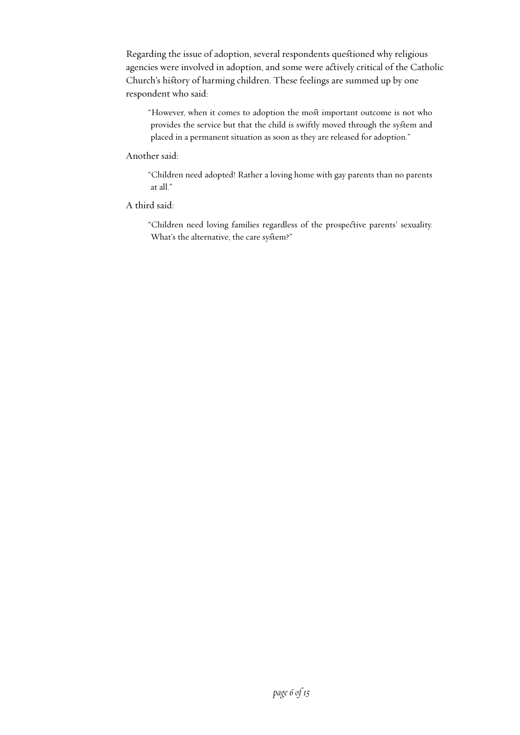Regarding the issue of adoption, several respondents questioned why religious agencies were involved in adoption, and some were actively critical of the Catholic Church's history of harming children. These feelings are summed up by one respondent who said:

> "However, when it comes to adoption the most important outcome is not who provides the service but that the child is swiftly moved through the system and placed in a permanent situation as soon as they are released for adoption."

Another said:

> "Children need adopted! Rather a loving home with gay parents than no parents at all."

A third said:

> "Children need loving families regardless of the prospective parents' sexuality. What's the alternative, the care system?"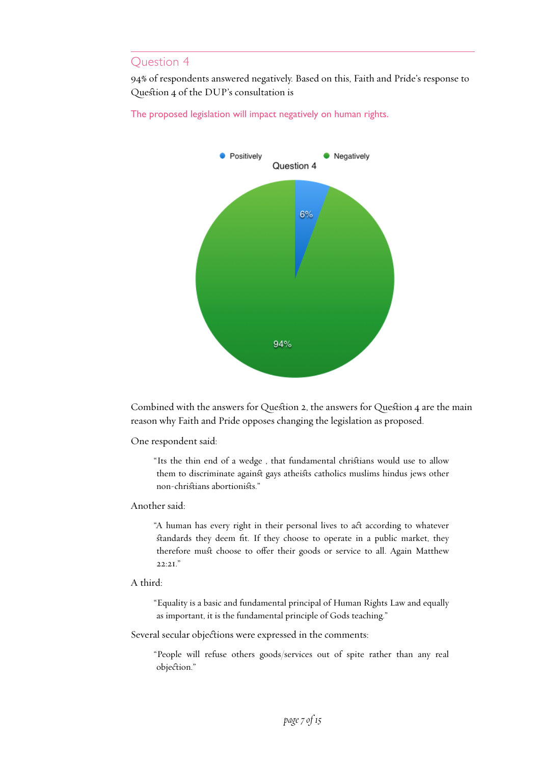## Question 4

94% of respondents answered negatively. Based on this, Faith and Pride's response to Question 4 of the DUP's consultation is

The proposed legislation will impact negatively on human rights.

Combined with the answers for Question 2, the answers for Question 4 are the main reason why Faith and Pride opposes changing the legislation as proposed.

One respondent said:

> "Its the thin end of a wedge , that fundamental christians would use to allow them to discriminate against gays atheists catholics muslims hindus jews other non-christians abortionists."

Another said:

> "A human has every right in their personal lives to act according to whatever standards they deem fit. If they choose to operate in a public market, they therefore must choose to offer their goods or service to all. Again Matthew 22:21."

A third:

> "Equality is a basic and fundamental principal of Human Rights Law and equally as important, it is the fundamental principle of Gods teaching."

Several secular objections were expressed in the comments:

> "People will refuse others goods/services out of spite rather than any real objection."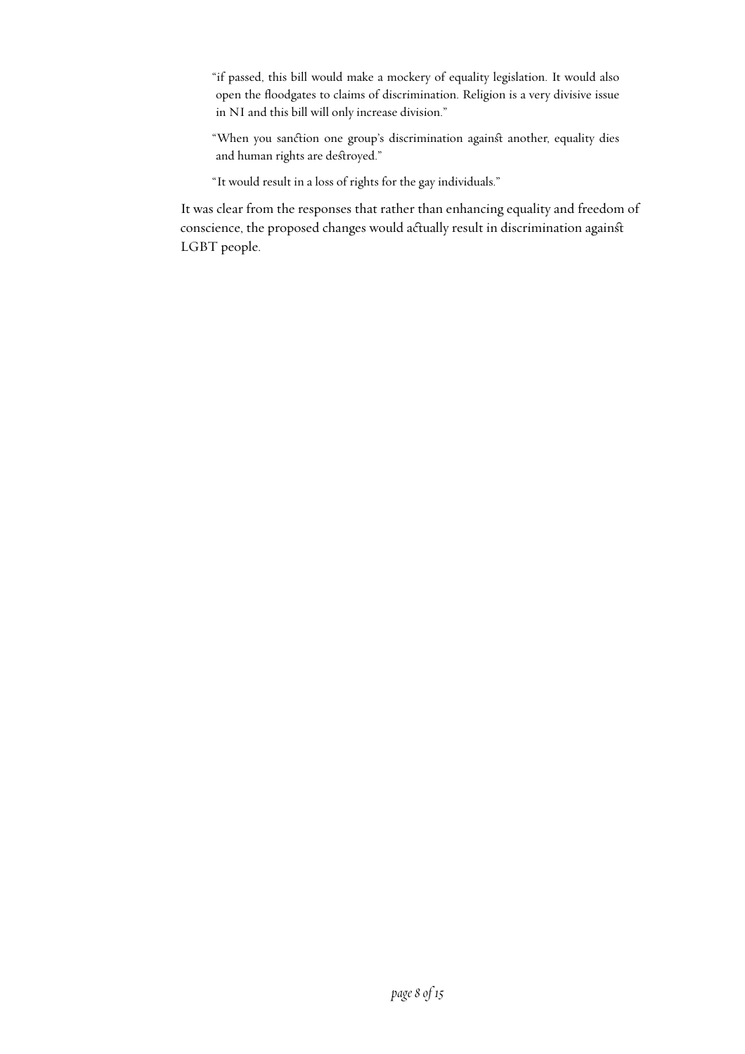> "if passed, this bill would make a mockery of equality legislation. It would also open the floodgates to claims of discrimination. Religion is a very divisive issue in NI and this bill will only increase division."

> "When you sanction one group's discrimination against another, equality dies and human rights are destroyed."

> "It would result in a loss of rights for the gay individuals."

It was clear from the responses that rather than enhancing equality and freedom of conscience, the proposed changes would actually result in discrimination against LGBT people.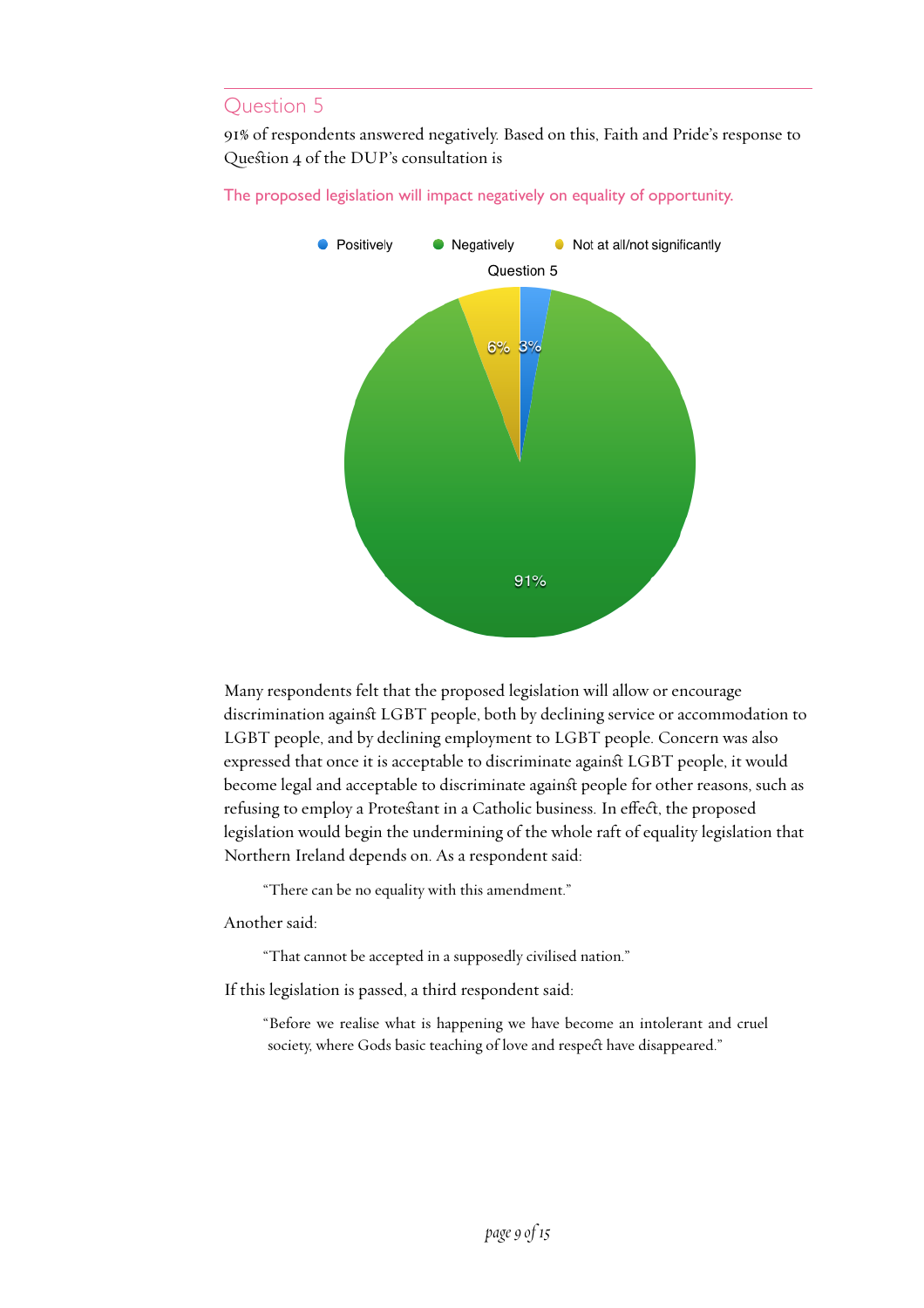## Question 5

91% of respondents answered negatively. Based on this, Faith and Pride's response to Question 4 of the DUP's consultation is

The proposed legislation will impact negatively on equality of opportunity.

Many respondents felt that the proposed legislation will allow or encourage discrimination against LGBT people, both by declining service or accommodation to LGBT people, and by declining employment to LGBT people. Concern was also expressed that once it is acceptable to discriminate against LGBT people, it would become legal and acceptable to discriminate against people for other reasons, such as refusing to employ a Protestant in a Catholic business. In effect, the proposed legislation would begin the undermining of the whole raft of equality legislation that Northern Ireland depends on. As a respondent said:

> "There can be no equality with this amendment."

Another said:

> "That cannot be accepted in a supposedly civilised nation."

If this legislation is passed, a third respondent said:

> "Before we realise what is happening we have become an intolerant and cruel society, where Gods basic teaching of love and respect have disappeared."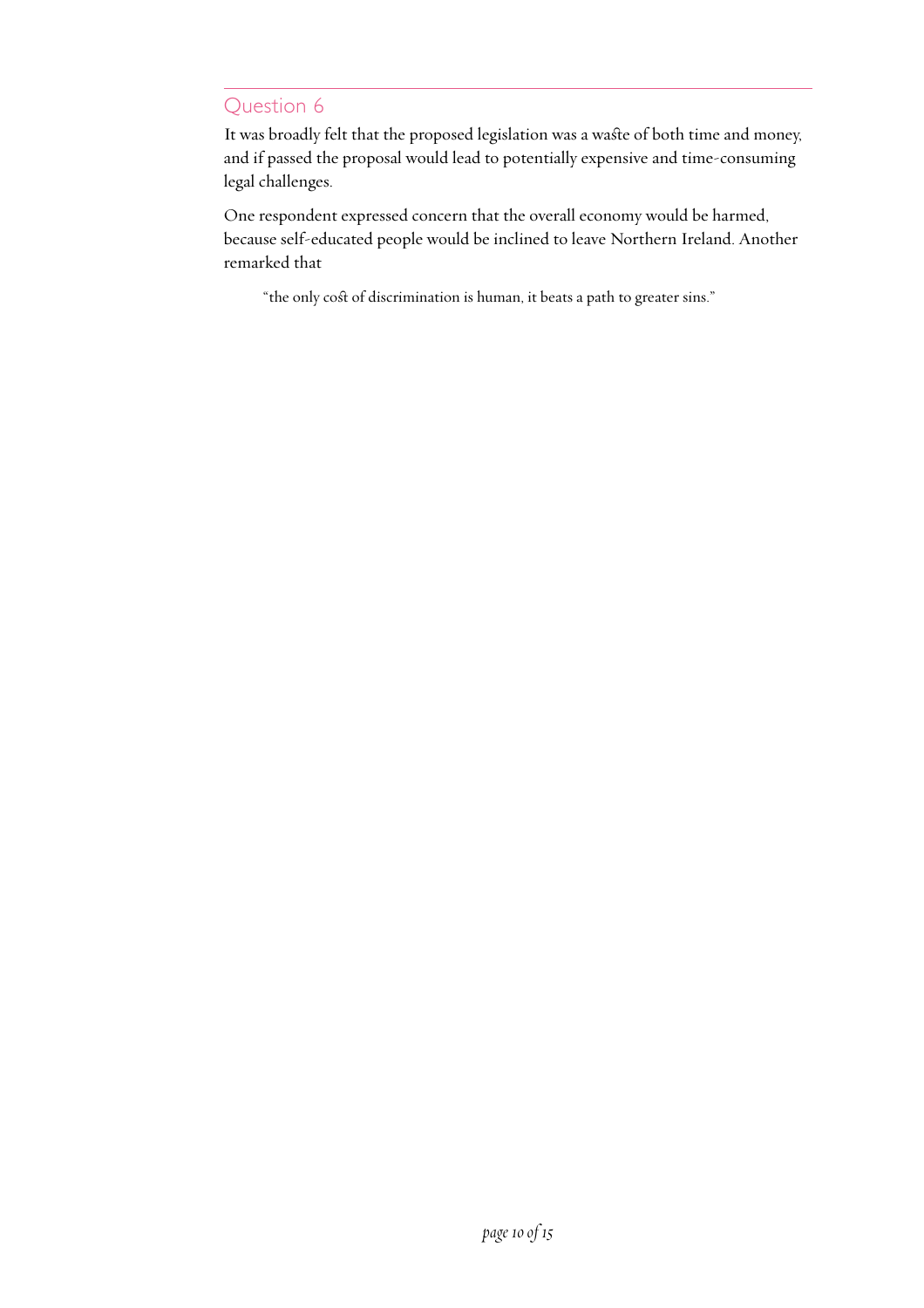## Question 6

It was broadly felt that the proposed legislation was a waste of both time and money, and if passed the proposal would lead to potentially expensive and time-consuming legal challenges.

One respondent expressed concern that the overall economy would be harmed, because self-educated people would be inclined to leave Northern Ireland. Another remarked that

> "the only cost of discrimination is human, it beats a path to greater sins."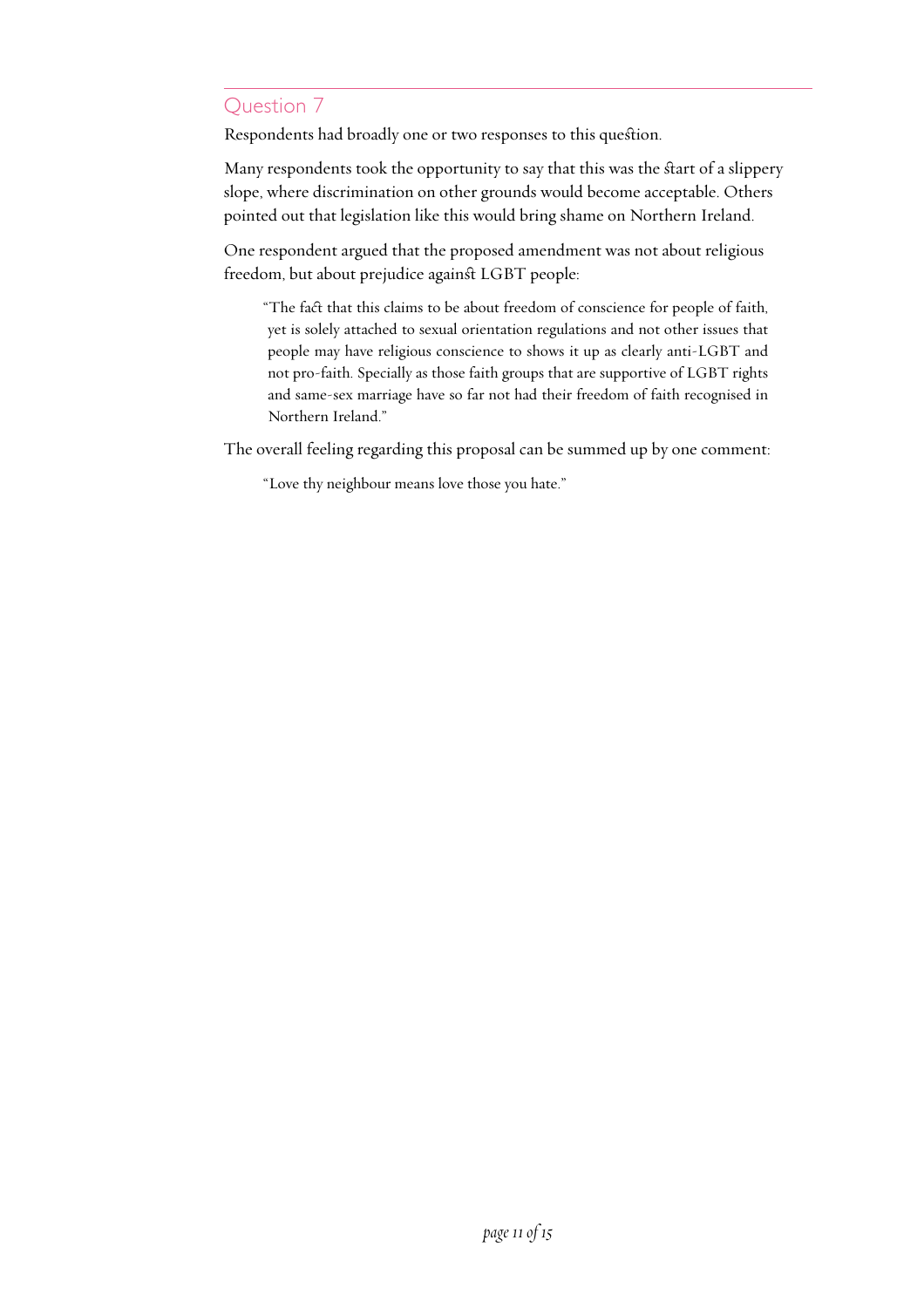## Question 7

Respondents had broadly one or two responses to this question.

Many respondents took the opportunity to say that this was the start of a slippery slope, where discrimination on other grounds would become acceptable. Others pointed out that legislation like this would bring shame on Northern Ireland.

One respondent argued that the proposed amendment was not about religious freedom, but about prejudice against LGBT people:

> "The fact that this claims to be about freedom of conscience for people of faith, yet is solely attached to sexual orientation regulations and not other issues that people may have religious conscience to shows it up as clearly anti-LGBT and not pro-faith. Specially as those faith groups that are supportive of LGBT rights and same-sex marriage have so far not had their freedom of faith recognised in Northern Ireland."

The overall feeling regarding this proposal can be summed up by one comment:

> "Love thy neighbour means love those you hate."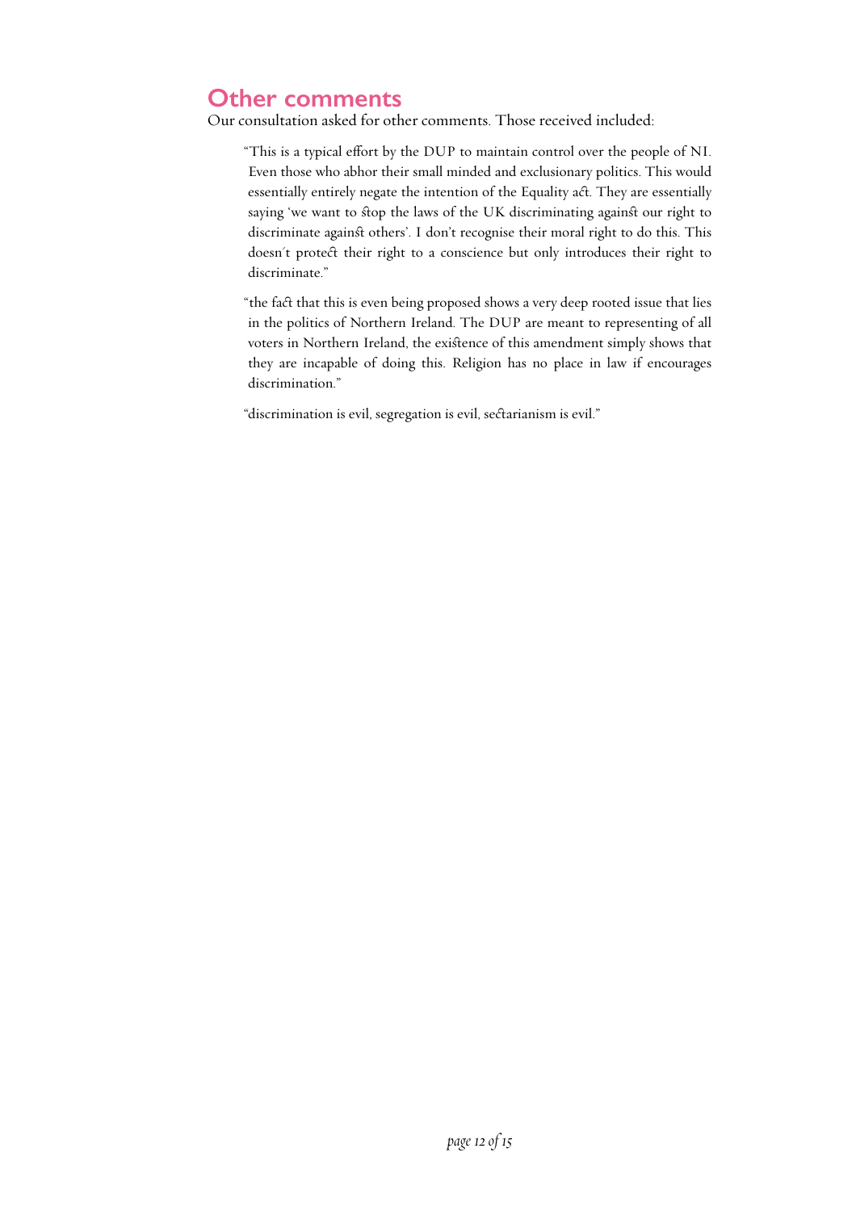## Other comments

Our consultation asked for other comments. Those received included:

> "This is a typical effort by the DUP to maintain control over the people of NI. Even those who abhor their small minded and exclusionary politics. This would essentially entirely negate the intention of the Equality act. They are essentially saying 'we want to stop the laws of the UK discriminating against our right to discriminate against others'. I don't recognise their moral right to do this. This doesn´t protect their right to a conscience but only introduces their right to discriminate."

> "the fact that this is even being proposed shows a very deep rooted issue that lies in the politics of Northern Ireland. The DUP are meant to representing of all voters in Northern Ireland, the existence of this amendment simply shows that they are incapable of doing this. Religion has no place in law if encourages discrimination."

> "discrimination is evil, segregation is evil, sectarianism is evil."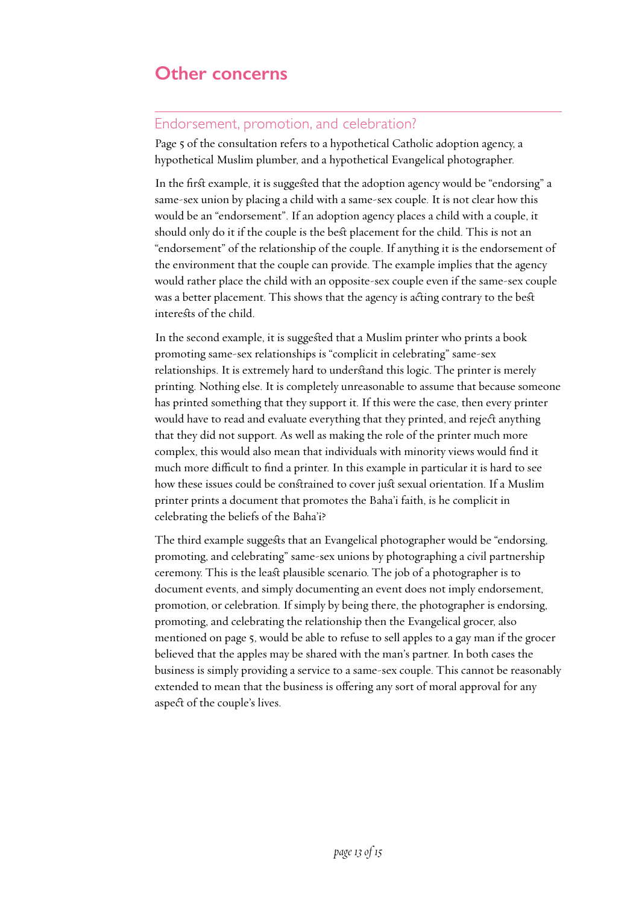# Other concerns

## Endorsement, promotion, and celebration?

Page 5 of the consultation refers to a hypothetical Catholic adoption agency, a hypothetical Muslim plumber, and a hypothetical Evangelical photographer.

In the first example, it is suggested that the adoption agency would be "endorsing" a same-sex union by placing a child with a same-sex couple. It is not clear how this would be an "endorsement". If an adoption agency places a child with a couple, it should only do it if the couple is the best placement for the child. This is not an "endorsement" of the relationship of the couple. If anything it is the endorsement of the environment that the couple can provide. The example implies that the agency would rather place the child with an opposite-sex couple even if the same-sex couple was a better placement. This shows that the agency is acting contrary to the best interests of the child.

In the second example, it is suggested that a Muslim printer who prints a book promoting same-sex relationships is "complicit in celebrating" same-sex relationships. It is extremely hard to understand this logic. The printer is merely printing. Nothing else. It is completely unreasonable to assume that because someone has printed something that they support it. If this were the case, then every printer would have to read and evaluate everything that they printed, and reject anything that they did not support. As well as making the role of the printer much more complex, this would also mean that individuals with minority views would find it much more difficult to find a printer. In this example in particular it is hard to see how these issues could be constrained to cover just sexual orientation. If a Muslim printer prints a document that promotes the Baha'i faith, is he complicit in celebrating the beliefs of the Baha'i?

The third example suggests that an Evangelical photographer would be "endorsing, promoting, and celebrating" same-sex unions by photographing a civil partnership ceremony. This is the least plausible scenario. The job of a photographer is to document events, and simply documenting an event does not imply endorsement, promotion, or celebration. If simply by being there, the photographer is endorsing, promoting, and celebrating the relationship then the Evangelical grocer, also mentioned on page 5, would be able to refuse to sell apples to a gay man if the grocer believed that the apples may be shared with the man's partner. In both cases the business is simply providing a service to a same-sex couple. This cannot be reasonably extended to mean that the business is offering any sort of moral approval for any aspect of the couple's lives.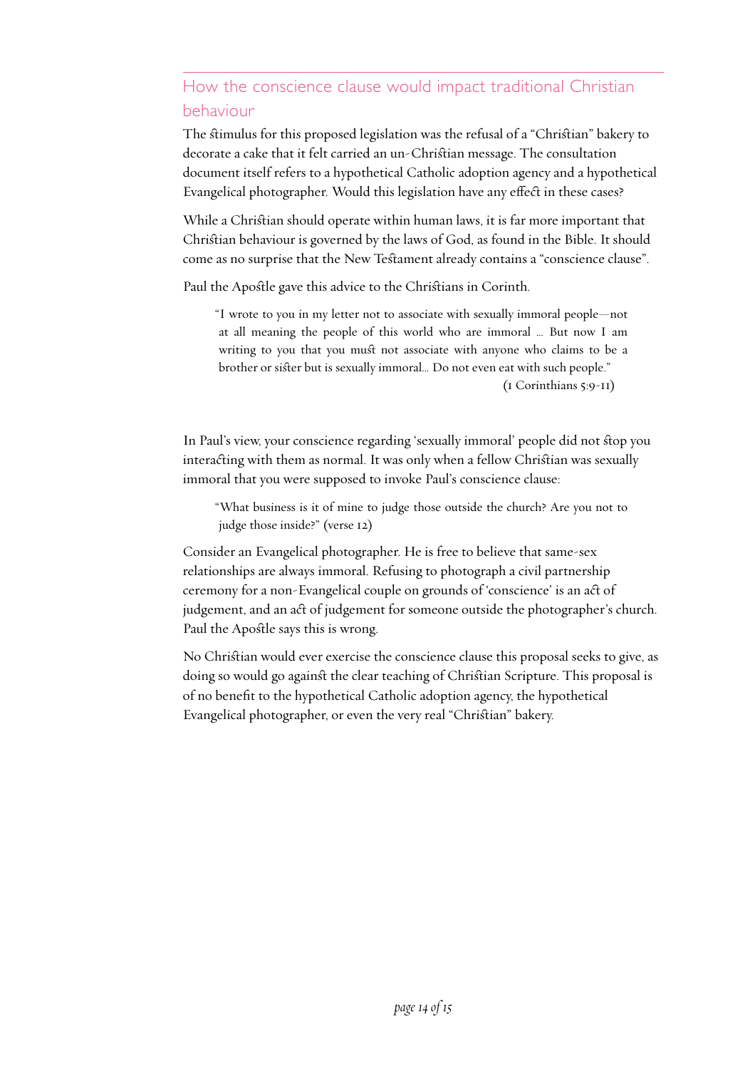## How the conscience clause would impact traditional Christian behaviour

The stimulus for this proposed legislation was the refusal of a "Christian" bakery to decorate a cake that it felt carried an un-Christian message. The consultation document itself refers to a hypothetical Catholic adoption agency and a hypothetical Evangelical photographer. Would this legislation have any effect in these cases?

While a Christian should operate within human laws, it is far more important that Christian behaviour is governed by the laws of God, as found in the Bible. It should come as no surprise that the New Testament already contains a "conscience clause".

Paul the Apostle gave this advice to the Christians in Corinth.

> "I wrote to you in my letter not to associate with sexually immoral people—not at all meaning the people of this world who are immoral … But now I am writing to you that you must not associate with anyone who claims to be a brother or sister but is sexually immoral… Do not even eat with such people."
>
> (1 Corinthians 5:9-11)

In Paul's view, your conscience regarding 'sexually immoral' people did not stop you interacting with them as normal. It was only when a fellow Christian was sexually immoral that you were supposed to invoke Paul's conscience clause:

> "What business is it of mine to judge those outside the church? Are you not to judge those inside?" (verse 12)

Consider an Evangelical photographer. He is free to believe that same-sex relationships are always immoral. Refusing to photograph a civil partnership ceremony for a non-Evangelical couple on grounds of 'conscience' is an act of judgement, and an act of judgement for someone outside the photographer's church. Paul the Apostle says this is wrong.

No Christian would ever exercise the conscience clause this proposal seeks to give, as doing so would go against the clear teaching of Christian Scripture. This proposal is of no benefit to the hypothetical Catholic adoption agency, the hypothetical Evangelical photographer, or even the very real "Christian" bakery.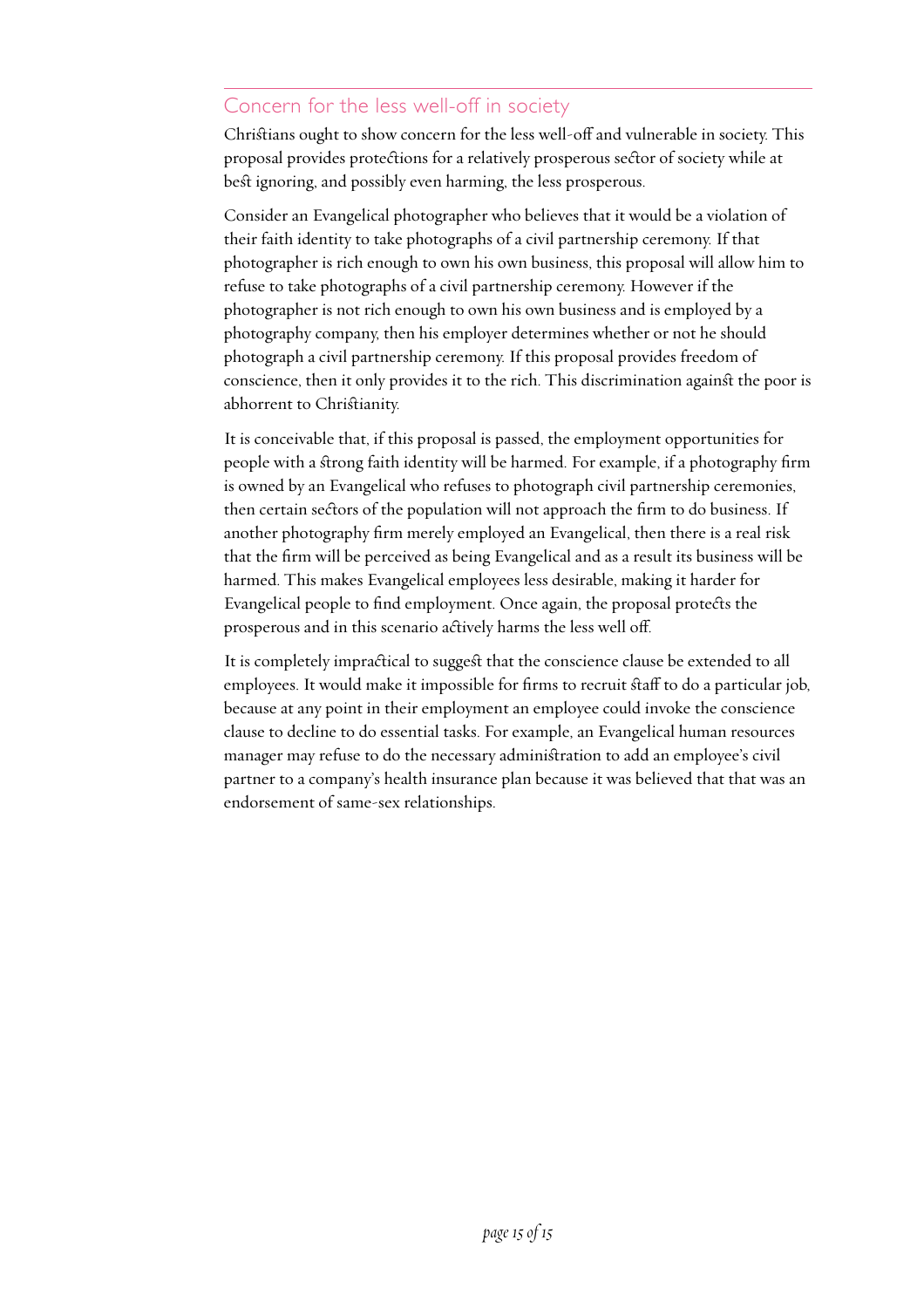## Concern for the less well-off in society

Christians ought to show concern for the less well-off and vulnerable in society. This proposal provides protections for a relatively prosperous sector of society while at best ignoring, and possibly even harming, the less prosperous.

Consider an Evangelical photographer who believes that it would be a violation of their faith identity to take photographs of a civil partnership ceremony. If that photographer is rich enough to own his own business, this proposal will allow him to refuse to take photographs of a civil partnership ceremony. However if the photographer is not rich enough to own his own business and is employed by a photography company, then his employer determines whether or not he should photograph a civil partnership ceremony. If this proposal provides freedom of conscience, then it only provides it to the rich. This discrimination against the poor is abhorrent to Christianity.

It is conceivable that, if this proposal is passed, the employment opportunities for people with a strong faith identity will be harmed. For example, if a photography firm is owned by an Evangelical who refuses to photograph civil partnership ceremonies, then certain sectors of the population will not approach the firm to do business. If another photography firm merely employed an Evangelical, then there is a real risk that the firm will be perceived as being Evangelical and as a result its business will be harmed. This makes Evangelical employees less desirable, making it harder for Evangelical people to find employment. Once again, the proposal protects the prosperous and in this scenario actively harms the less well off.

It is completely impractical to suggest that the conscience clause be extended to all employees. It would make it impossible for firms to recruit staff to do a particular job, because at any point in their employment an employee could invoke the conscience clause to decline to do essential tasks. For example, an Evangelical human resources manager may refuse to do the necessary administration to add an employee's civil partner to a company's health insurance plan because it was believed that that was an endorsement of same-sex relationships.